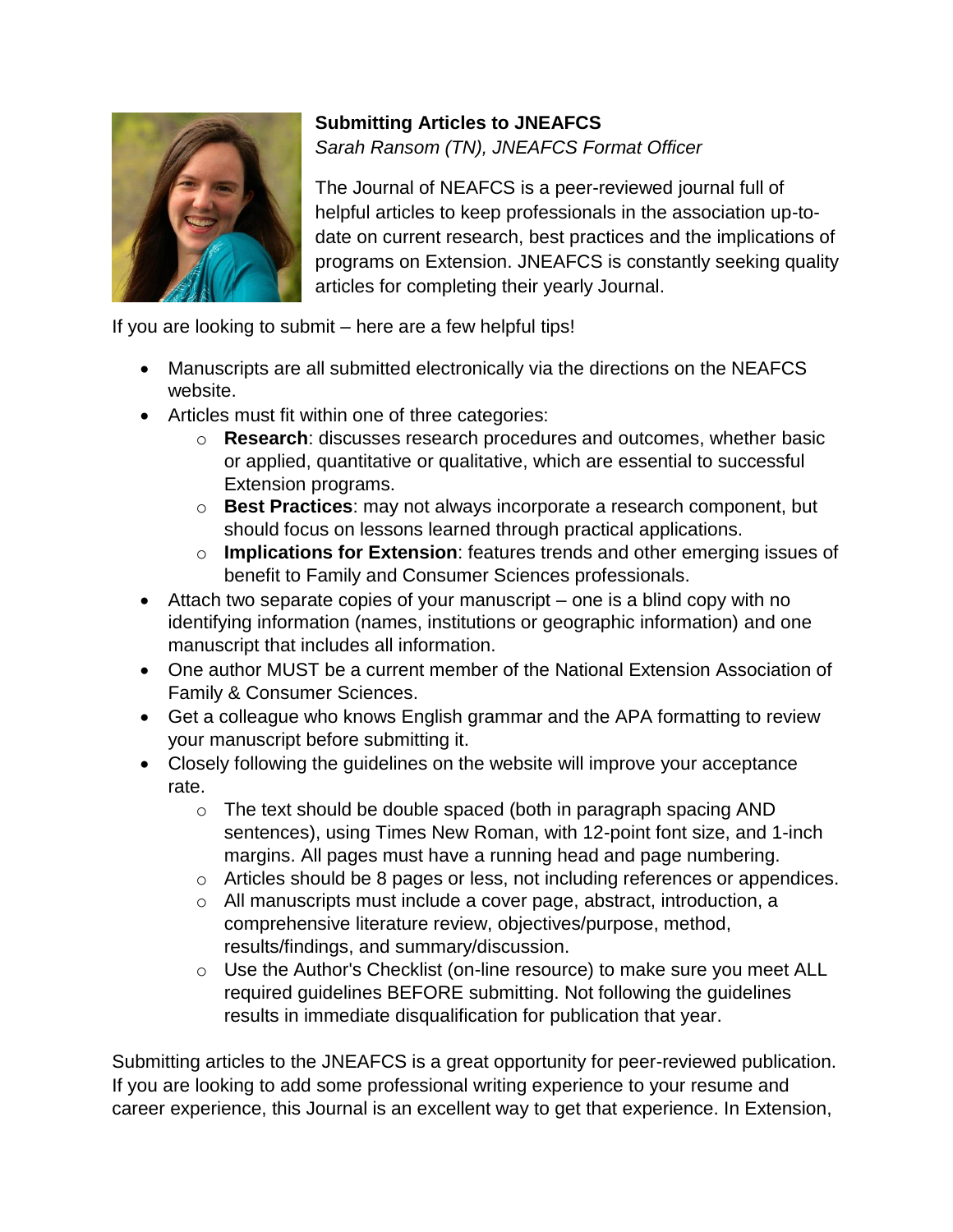**Submitting Articles to JNEAFCS**

*Sarah Ransom (TN), JNEAFCS Format Officer*

The Journal of NEAFCS is a peer-reviewed journal full of helpful articles to keep professionals in the association up-to-date on current research, best practices and the implications of programs on Extension. JNEAFCS is constantly seeking quality articles for completing their yearly Journal.

If you are looking to submit – here are a few helpful tips!

- Manuscripts are all submitted electronically via the directions on the NEAFCS website.
- Articles must fit within one of three categories:
  - **Research**: discusses research procedures and outcomes, whether basic or applied, quantitative or qualitative, which are essential to successful Extension programs.
  - **Best Practices**: may not always incorporate a research component, but should focus on lessons learned through practical applications.
  - **Implications for Extension**: features trends and other emerging issues of benefit to Family and Consumer Sciences professionals.
- Attach two separate copies of your manuscript – one is a blind copy with no identifying information (names, institutions or geographic information) and one manuscript that includes all information.
- One author MUST be a current member of the National Extension Association of Family & Consumer Sciences.
- Get a colleague who knows English grammar and the APA formatting to review your manuscript before submitting it.
- Closely following the guidelines on the website will improve your acceptance rate.
  - The text should be double spaced (both in paragraph spacing AND sentences), using Times New Roman, with 12-point font size, and 1-inch margins. All pages must have a running head and page numbering.
  - Articles should be 8 pages or less, not including references or appendices.
  - All manuscripts must include a cover page, abstract, introduction, a comprehensive literature review, objectives/purpose, method, results/findings, and summary/discussion.
  - Use the Author's Checklist (on-line resource) to make sure you meet ALL required guidelines BEFORE submitting. Not following the guidelines results in immediate disqualification for publication that year.

Submitting articles to the JNEAFCS is a great opportunity for peer-reviewed publication. If you are looking to add some professional writing experience to your resume and career experience, this Journal is an excellent way to get that experience. In Extension,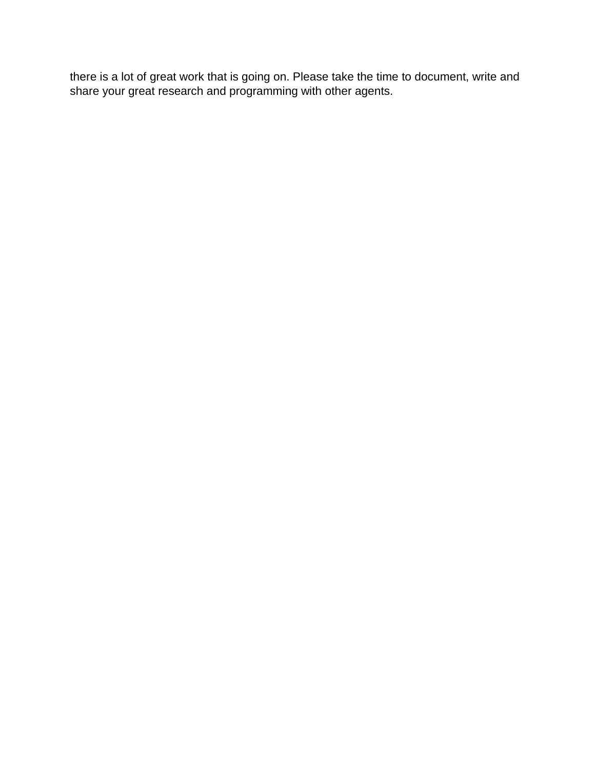there is a lot of great work that is going on. Please take the time to document, write and share your great research and programming with other agents.